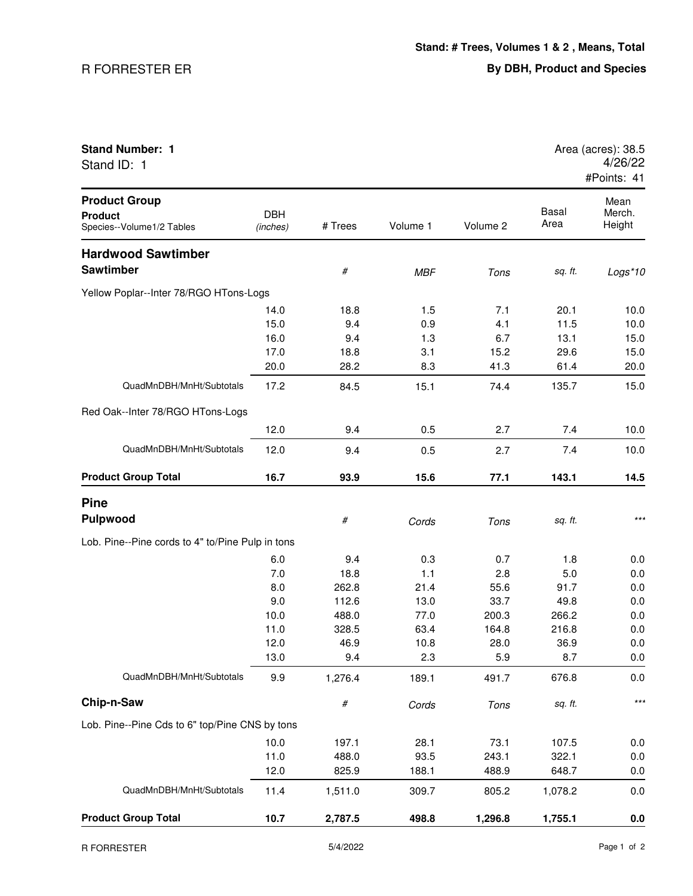**Stand: # Trees, Volumes 1 & 2 , Means, Total**

R FORRESTER ER

**By DBH, Product and Species**

**Stand Number: 1**
Stand ID: 1

Area (acres): 38.5
4/26/22
#Points: 41

| Product Group / Product / Species--Volume1/2 Tables | DBH (inches) | # Trees | Volume 1 | Volume 2 | Basal Area | Mean Merch. Height |
|---|---|---|---|---|---|---|
| **Hardwood Sawtimber** | | | | | | |
| **Sawtimber** | | *#* | *MBF* | *Tons* | *sq. ft.* | *Logs*10* |
| Yellow Poplar--Inter 78/RGO HTons-Logs | | | | | | |
| | 14.0 | 18.8 | 1.5 | 7.1 | 20.1 | 10.0 |
| | 15.0 | 9.4 | 0.9 | 4.1 | 11.5 | 10.0 |
| | 16.0 | 9.4 | 1.3 | 6.7 | 13.1 | 15.0 |
| | 17.0 | 18.8 | 3.1 | 15.2 | 29.6 | 15.0 |
| | 20.0 | 28.2 | 8.3 | 41.3 | 61.4 | 20.0 |
| QuadMnDBH/MnHt/Subtotals | 17.2 | 84.5 | 15.1 | 74.4 | 135.7 | 15.0 |
| Red Oak--Inter 78/RGO HTons-Logs | | | | | | |
| | 12.0 | 9.4 | 0.5 | 2.7 | 7.4 | 10.0 |
| QuadMnDBH/MnHt/Subtotals | 12.0 | 9.4 | 0.5 | 2.7 | 7.4 | 10.0 |
| **Product Group Total** | **16.7** | **93.9** | **15.6** | **77.1** | **143.1** | **14.5** |
| **Pine** | | | | | | |
| **Pulpwood** | | *#* | *Cords* | *Tons* | *sq. ft.* | *** |
| Lob. Pine--Pine cords to 4" to/Pine Pulp in tons | | | | | | |
| | 6.0 | 9.4 | 0.3 | 0.7 | 1.8 | 0.0 |
| | 7.0 | 18.8 | 1.1 | 2.8 | 5.0 | 0.0 |
| | 8.0 | 262.8 | 21.4 | 55.6 | 91.7 | 0.0 |
| | 9.0 | 112.6 | 13.0 | 33.7 | 49.8 | 0.0 |
| | 10.0 | 488.0 | 77.0 | 200.3 | 266.2 | 0.0 |
| | 11.0 | 328.5 | 63.4 | 164.8 | 216.8 | 0.0 |
| | 12.0 | 46.9 | 10.8 | 28.0 | 36.9 | 0.0 |
| | 13.0 | 9.4 | 2.3 | 5.9 | 8.7 | 0.0 |
| QuadMnDBH/MnHt/Subtotals | 9.9 | 1,276.4 | 189.1 | 491.7 | 676.8 | 0.0 |
| **Chip-n-Saw** | | *#* | *Cords* | *Tons* | *sq. ft.* | *** |
| Lob. Pine--Pine Cds to 6" top/Pine CNS by tons | | | | | | |
| | 10.0 | 197.1 | 28.1 | 73.1 | 107.5 | 0.0 |
| | 11.0 | 488.0 | 93.5 | 243.1 | 322.1 | 0.0 |
| | 12.0 | 825.9 | 188.1 | 488.9 | 648.7 | 0.0 |
| QuadMnDBH/MnHt/Subtotals | 11.4 | 1,511.0 | 309.7 | 805.2 | 1,078.2 | 0.0 |
| **Product Group Total** | **10.7** | **2,787.5** | **498.8** | **1,296.8** | **1,755.1** | **0.0** |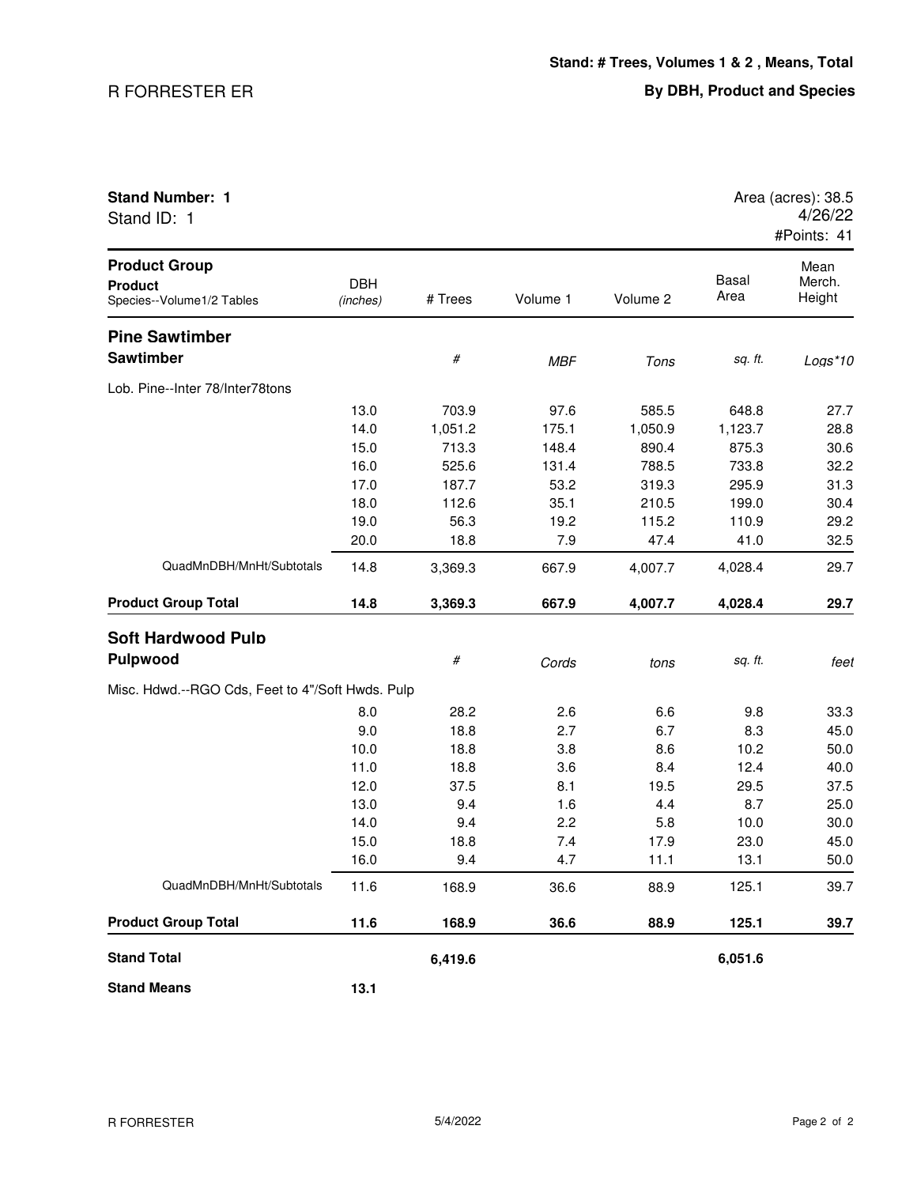**Stand: # Trees, Volumes 1 & 2 , Means, Total**

R FORRESTER ER

**By DBH, Product and Species**

**Stand Number: 1**
Stand ID: 1

Area (acres): 38.5
4/26/22
#Points: 41

| Product Group / Product / Species--Volume1/2 Tables | DBH (inches) | # Trees | Volume 1 | Volume 2 | Basal Area | Mean Merch. Height |
|---|---|---|---|---|---|---|
| **Pine Sawtimber** | | | | | | |
| **Sawtimber** | | # | *MBF* | *Tons* | *sq. ft.* | *Logs*10* |
| Lob. Pine--Inter 78/Inter78tons | | | | | | |
| | 13.0 | 703.9 | 97.6 | 585.5 | 648.8 | 27.7 |
| | 14.0 | 1,051.2 | 175.1 | 1,050.9 | 1,123.7 | 28.8 |
| | 15.0 | 713.3 | 148.4 | 890.4 | 875.3 | 30.6 |
| | 16.0 | 525.6 | 131.4 | 788.5 | 733.8 | 32.2 |
| | 17.0 | 187.7 | 53.2 | 319.3 | 295.9 | 31.3 |
| | 18.0 | 112.6 | 35.1 | 210.5 | 199.0 | 30.4 |
| | 19.0 | 56.3 | 19.2 | 115.2 | 110.9 | 29.2 |
| | 20.0 | 18.8 | 7.9 | 47.4 | 41.0 | 32.5 |
| QuadMnDBH/MnHt/Subtotals | 14.8 | 3,369.3 | 667.9 | 4,007.7 | 4,028.4 | 29.7 |
| **Product Group Total** | **14.8** | **3,369.3** | **667.9** | **4,007.7** | **4,028.4** | **29.7** |
| **Soft Hardwood Pulp** | | | | | | |
| **Pulpwood** | | # | *Cords* | *tons* | *sq. ft.* | *feet* |
| Misc. Hdwd.--RGO Cds, Feet to 4"/Soft Hwds. Pulp | | | | | | |
| | 8.0 | 28.2 | 2.6 | 6.6 | 9.8 | 33.3 |
| | 9.0 | 18.8 | 2.7 | 6.7 | 8.3 | 45.0 |
| | 10.0 | 18.8 | 3.8 | 8.6 | 10.2 | 50.0 |
| | 11.0 | 18.8 | 3.6 | 8.4 | 12.4 | 40.0 |
| | 12.0 | 37.5 | 8.1 | 19.5 | 29.5 | 37.5 |
| | 13.0 | 9.4 | 1.6 | 4.4 | 8.7 | 25.0 |
| | 14.0 | 9.4 | 2.2 | 5.8 | 10.0 | 30.0 |
| | 15.0 | 18.8 | 7.4 | 17.9 | 23.0 | 45.0 |
| | 16.0 | 9.4 | 4.7 | 11.1 | 13.1 | 50.0 |
| QuadMnDBH/MnHt/Subtotals | 11.6 | 168.9 | 36.6 | 88.9 | 125.1 | 39.7 |
| **Product Group Total** | **11.6** | **168.9** | **36.6** | **88.9** | **125.1** | **39.7** |
| **Stand Total** | | **6,419.6** | | | **6,051.6** | |
| **Stand Means** | **13.1** | | | | | |

R FORRESTER 5/4/2022